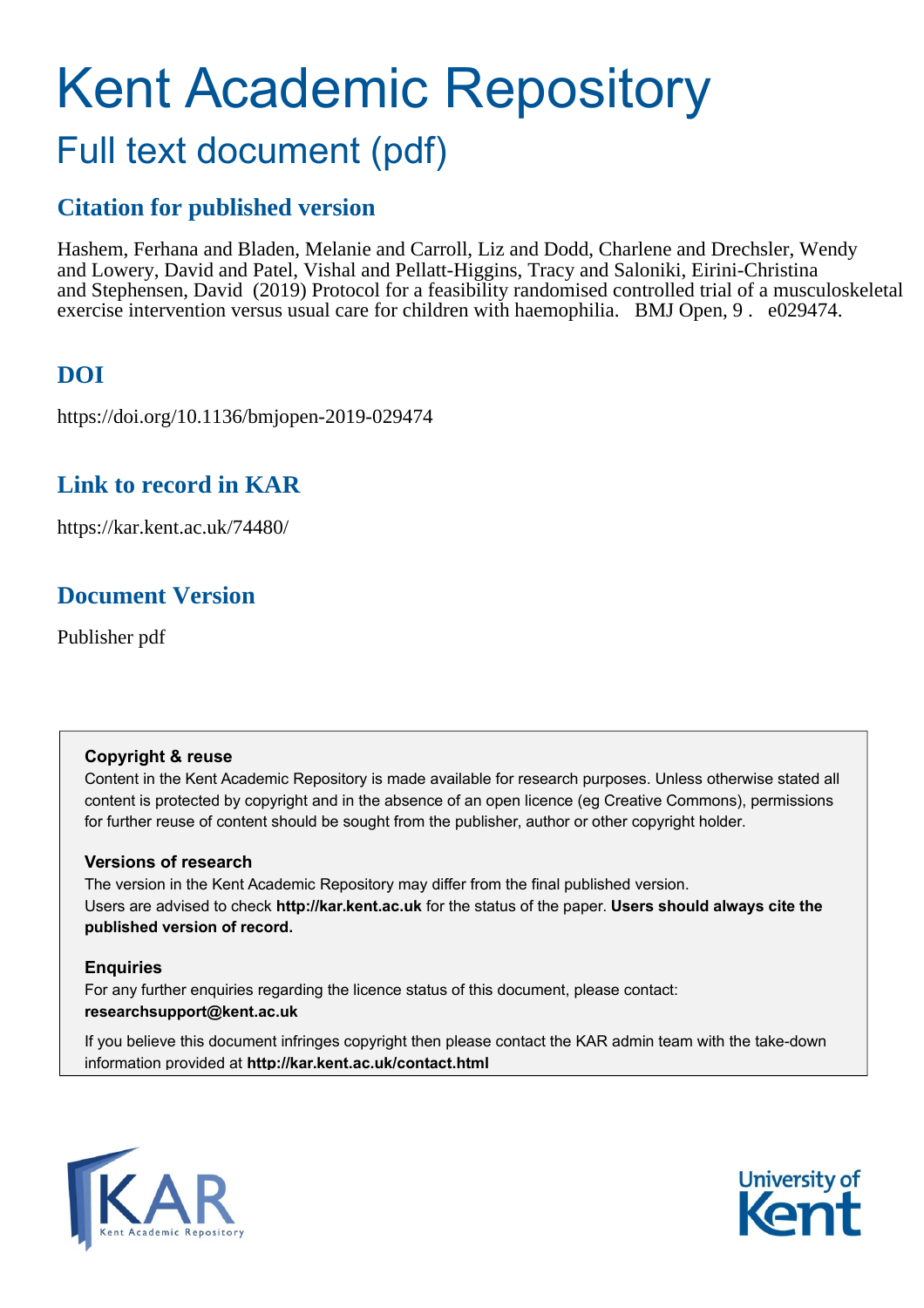# Kent Academic Repository

## Full text document (pdf)

### Citation for published version

Hashem, Ferhana and Bladen, Melanie and Carroll, Liz and Dodd, Charlene and Drechsler, Wendy and Lowery, David and Patel, Vishal and Pellatt-Higgins, Tracy and Saloniki, Eirini-Christina and Stephensen, David (2019) Protocol for a feasibility randomised controlled trial of a musculoskeletal exercise intervention versus usual care for children with haemophilia. BMJ Open, 9 . e029474.

### DOI

https://doi.org/10.1136/bmjopen-2019-029474

### Link to record in KAR

https://kar.kent.ac.uk/74480/

### Document Version

Publisher pdf

**Copyright & reuse**

Content in the Kent Academic Repository is made available for research purposes. Unless otherwise stated all content is protected by copyright and in the absence of an open licence (eg Creative Commons), permissions for further reuse of content should be sought from the publisher, author or other copyright holder.

**Versions of research**

The version in the Kent Academic Repository may differ from the final published version. Users are advised to check **http://kar.kent.ac.uk** for the status of the paper. **Users should always cite the published version of record.**

**Enquiries**

For any further enquiries regarding the licence status of this document, please contact: **researchsupport@kent.ac.uk**

If you believe this document infringes copyright then please contact the KAR admin team with the take-down information provided at **http://kar.kent.ac.uk/contact.html**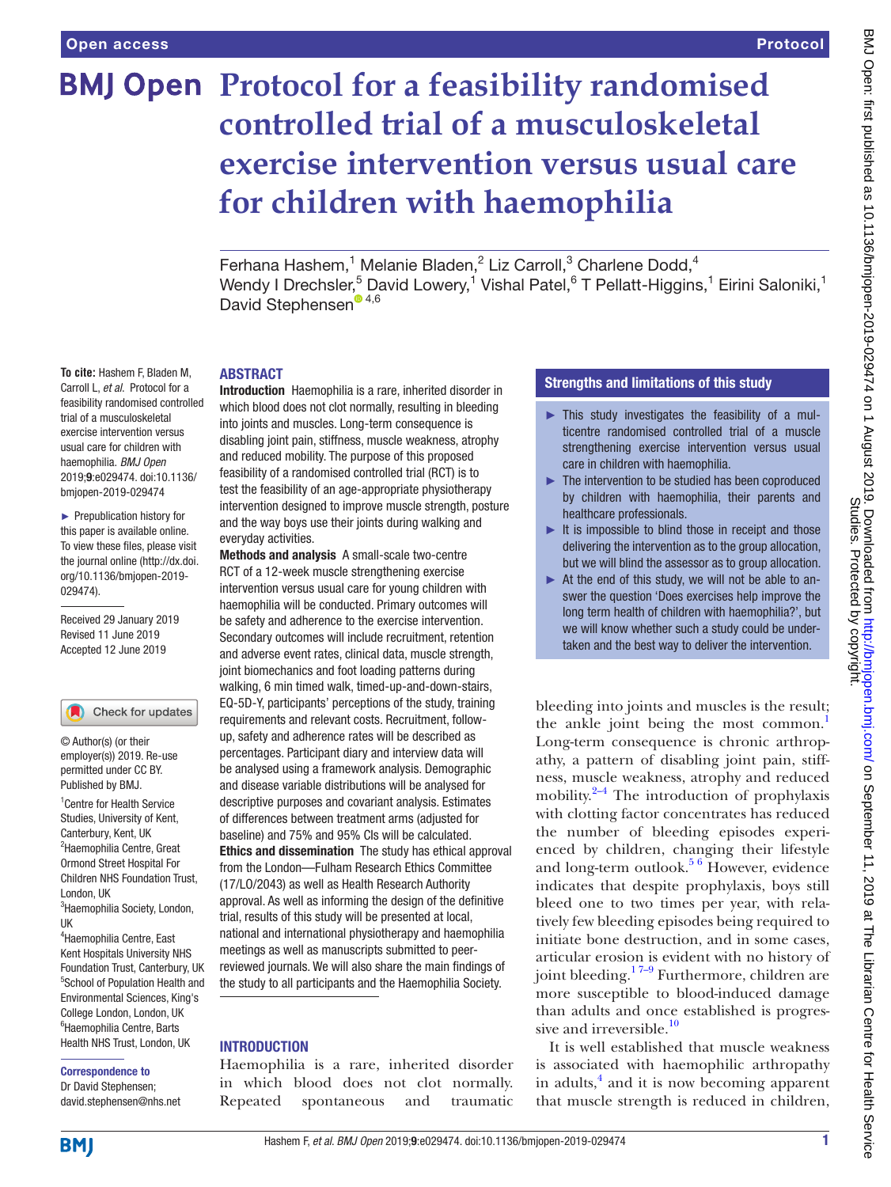# Protocol for a feasibility randomised controlled trial of a musculoskeletal exercise intervention versus usual care for children with haemophilia

Ferhana Hashem,[1] Melanie Bladen,[2] Liz Carroll,[3] Charlene Dodd,[4] Wendy I Drechsler,[5] David Lowery,[1] Vishal Patel,[6] T Pellatt-Higgins,[1] Eirini Saloniki,[1] David Stephensen[4,6]

**To cite:** Hashem F, Bladen M, Carroll L, *et al*. Protocol for a feasibility randomised controlled trial of a musculoskeletal exercise intervention versus usual care for children with haemophilia. *BMJ Open* 2019;**9**:e029474. doi:10.1136/bmjopen-2019-029474

► Prepublication history for this paper is available online. To view these files, please visit the journal online (http://dx.doi.org/10.1136/bmjopen-2019-029474).

Received 29 January 2019
Revised 11 June 2019
Accepted 12 June 2019

© Author(s) (or their employer(s)) 2019. Re-use permitted under CC BY. Published by BMJ.

[1]Centre for Health Service Studies, University of Kent, Canterbury, Kent, UK
[2]Haemophilia Centre, Great Ormond Street Hospital For Children NHS Foundation Trust, London, UK
[3]Haemophilia Society, London, UK
[4]Haemophilia Centre, East Kent Hospitals University NHS Foundation Trust, Canterbury, UK
[5]School of Population Health and Environmental Sciences, King's College London, London, UK
[6]Haemophilia Centre, Barts Health NHS Trust, London, UK

**Correspondence to**
Dr David Stephensen;
david.stephensen@nhs.net

## ABSTRACT

**Introduction** Haemophilia is a rare, inherited disorder in which blood does not clot normally, resulting in bleeding into joints and muscles. Long-term consequence is disabling joint pain, stiffness, muscle weakness, atrophy and reduced mobility. The purpose of this proposed feasibility of a randomised controlled trial (RCT) is to test the feasibility of an age-appropriate physiotherapy intervention designed to improve muscle strength, posture and the way boys use their joints during walking and everyday activities.

**Methods and analysis** A small-scale two-centre RCT of a 12-week muscle strengthening exercise intervention versus usual care for young children with haemophilia will be conducted. Primary outcomes will be safety and adherence to the exercise intervention. Secondary outcomes will include recruitment, retention and adverse event rates, clinical data, muscle strength, joint biomechanics and foot loading patterns during walking, 6 min timed walk, timed-up-and-down-stairs, EQ-5D-Y, participants' perceptions of the study, training requirements and relevant costs. Recruitment, follow-up, safety and adherence rates will be described as percentages. Participant diary and interview data will be analysed using a framework analysis. Demographic and disease variable distributions will be analysed for descriptive purposes and covariant analysis. Estimates of differences between treatment arms (adjusted for baseline) and 75% and 95% CIs will be calculated.

**Ethics and dissemination** The study has ethical approval from the London—Fulham Research Ethics Committee (17/LO/2043) as well as Health Research Authority approval. As well as informing the design of the definitive trial, results of this study will be presented at local, national and international physiotherapy and haemophilia meetings as well as manuscripts submitted to peer-reviewed journals. We will also share the main findings of the study to all participants and the Haemophilia Society.

## Strengths and limitations of this study

- ► This study investigates the feasibility of a multicentre randomised controlled trial of a muscle strengthening exercise intervention versus usual care in children with haemophilia.
- ► The intervention to be studied has been coproduced by children with haemophilia, their parents and healthcare professionals.
- ► It is impossible to blind those in receipt and those delivering the intervention as to the group allocation, but we will blind the assessor as to group allocation.
- ► At the end of this study, we will not be able to answer the question 'Does exercises help improve the long term health of children with haemophilia?', but we will know whether such a study could be undertaken and the best way to deliver the intervention.

## INTRODUCTION

Haemophilia is a rare, inherited disorder in which blood does not clot normally. Repeated spontaneous and traumatic bleeding into joints and muscles is the result; the ankle joint being the most common.[1] Long-term consequence is chronic arthropathy, a pattern of disabling joint pain, stiffness, muscle weakness, atrophy and reduced mobility.[2–4] The introduction of prophylaxis with clotting factor concentrates has reduced the number of bleeding episodes experienced by children, changing their lifestyle and long-term outlook.[5 6] However, evidence indicates that despite prophylaxis, boys still bleed one to two times per year, with relatively few bleeding episodes being required to initiate bone destruction, and in some cases, articular erosion is evident with no history of joint bleeding.[1 7–9] Furthermore, children are more susceptible to blood-induced damage than adults and once established is progressive and irreversible.[10]

It is well established that muscle weakness is associated with haemophilic arthropathy in adults,[4] and it is now becoming apparent that muscle strength is reduced in children,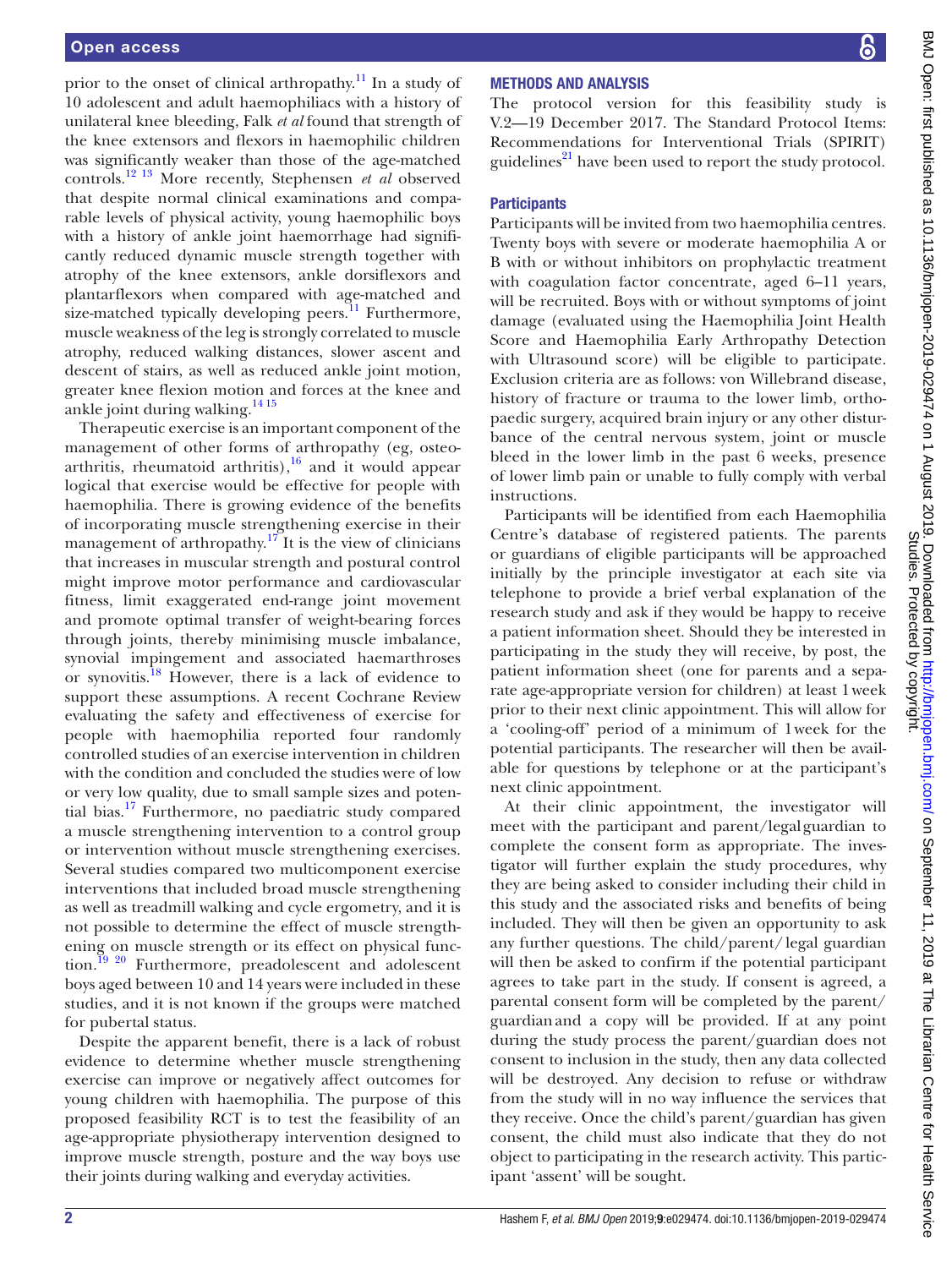prior to the onset of clinical arthropathy.[11] In a study of 10 adolescent and adult haemophiliacs with a history of unilateral knee bleeding, Falk *et al* found that strength of the knee extensors and flexors in haemophilic children was significantly weaker than those of the age-matched controls.[12 13] More recently, Stephensen *et al* observed that despite normal clinical examinations and comparable levels of physical activity, young haemophilic boys with a history of ankle joint haemorrhage had significantly reduced dynamic muscle strength together with atrophy of the knee extensors, ankle dorsiflexors and plantarflexors when compared with age-matched and size-matched typically developing peers.[11] Furthermore, muscle weakness of the leg is strongly correlated to muscle atrophy, reduced walking distances, slower ascent and descent of stairs, as well as reduced ankle joint motion, greater knee flexion motion and forces at the knee and ankle joint during walking.[14 15]

Therapeutic exercise is an important component of the management of other forms of arthropathy (eg, osteoarthritis, rheumatoid arthritis),[16] and it would appear logical that exercise would be effective for people with haemophilia. There is growing evidence of the benefits of incorporating muscle strengthening exercise in their management of arthropathy.[17] It is the view of clinicians that increases in muscular strength and postural control might improve motor performance and cardiovascular fitness, limit exaggerated end-range joint movement and promote optimal transfer of weight-bearing forces through joints, thereby minimising muscle imbalance, synovial impingement and associated haemarthroses or synovitis.[18] However, there is a lack of evidence to support these assumptions. A recent Cochrane Review evaluating the safety and effectiveness of exercise for people with haemophilia reported four randomly controlled studies of an exercise intervention in children with the condition and concluded the studies were of low or very low quality, due to small sample sizes and potential bias.[17] Furthermore, no paediatric study compared a muscle strengthening intervention to a control group or intervention without muscle strengthening exercises. Several studies compared two multicomponent exercise interventions that included broad muscle strengthening as well as treadmill walking and cycle ergometry, and it is not possible to determine the effect of muscle strengthening on muscle strength or its effect on physical function.[19 20] Furthermore, preadolescent and adolescent boys aged between 10 and 14 years were included in these studies, and it is not known if the groups were matched for pubertal status.

Despite the apparent benefit, there is a lack of robust evidence to determine whether muscle strengthening exercise can improve or negatively affect outcomes for young children with haemophilia. The purpose of this proposed feasibility RCT is to test the feasibility of an age-appropriate physiotherapy intervention designed to improve muscle strength, posture and the way boys use their joints during walking and everyday activities.

## METHODS AND ANALYSIS

The protocol version for this feasibility study is V.2—19 December 2017. The Standard Protocol Items: Recommendations for Interventional Trials (SPIRIT) guidelines[21] have been used to report the study protocol.

### Participants

Participants will be invited from two haemophilia centres. Twenty boys with severe or moderate haemophilia A or B with or without inhibitors on prophylactic treatment with coagulation factor concentrate, aged 6–11 years, will be recruited. Boys with or without symptoms of joint damage (evaluated using the Haemophilia Joint Health Score and Haemophilia Early Arthropathy Detection with Ultrasound score) will be eligible to participate. Exclusion criteria are as follows: von Willebrand disease, history of fracture or trauma to the lower limb, orthopaedic surgery, acquired brain injury or any other disturbance of the central nervous system, joint or muscle bleed in the lower limb in the past 6 weeks, presence of lower limb pain or unable to fully comply with verbal instructions.

Participants will be identified from each Haemophilia Centre's database of registered patients. The parents or guardians of eligible participants will be approached initially by the principle investigator at each site via telephone to provide a brief verbal explanation of the research study and ask if they would be happy to receive a patient information sheet. Should they be interested in participating in the study they will receive, by post, the patient information sheet (one for parents and a separate age-appropriate version for children) at least 1 week prior to their next clinic appointment. This will allow for a 'cooling-off' period of a minimum of 1 week for the potential participants. The researcher will then be available for questions by telephone or at the participant's next clinic appointment.

At their clinic appointment, the investigator will meet with the participant and parent/legal guardian to complete the consent form as appropriate. The investigator will further explain the study procedures, why they are being asked to consider including their child in this study and the associated risks and benefits of being included. They will then be given an opportunity to ask any further questions. The child/parent/ legal guardian will then be asked to confirm if the potential participant agrees to take part in the study. If consent is agreed, a parental consent form will be completed by the parent/guardian and a copy will be provided. If at any point during the study process the parent/guardian does not consent to inclusion in the study, then any data collected will be destroyed. Any decision to refuse or withdraw from the study will in no way influence the services that they receive. Once the child's parent/guardian has given consent, the child must also indicate that they do not object to participating in the research activity. This participant 'assent' will be sought.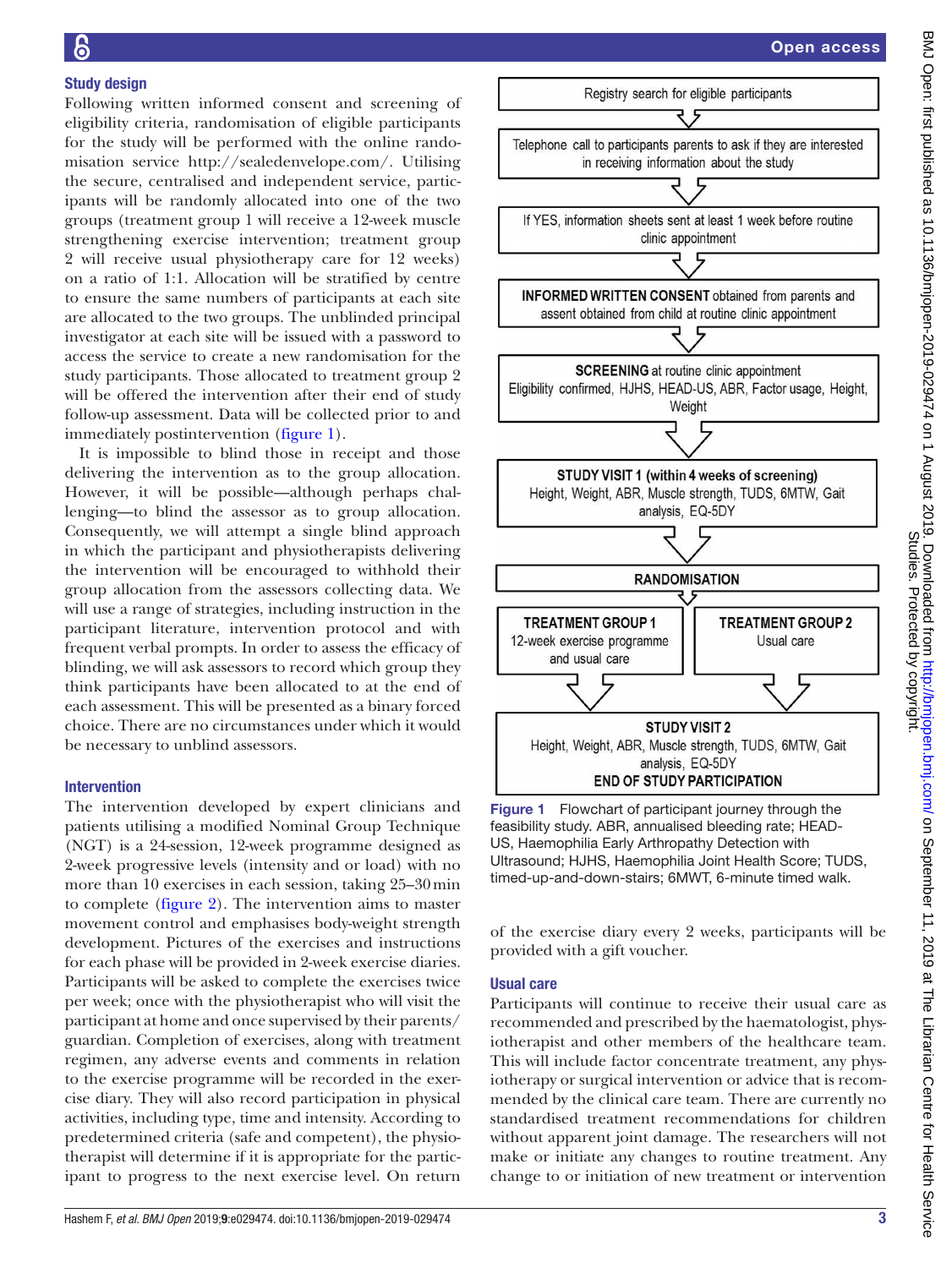## Study design

Following written informed consent and screening of eligibility criteria, randomisation of eligible participants for the study will be performed with the online randomisation service http://sealedenvelope.com/. Utilising the secure, centralised and independent service, participants will be randomly allocated into one of the two groups (treatment group 1 will receive a 12-week muscle strengthening exercise intervention; treatment group 2 will receive usual physiotherapy care for 12 weeks) on a ratio of 1:1. Allocation will be stratified by centre to ensure the same numbers of participants at each site are allocated to the two groups. The unblinded principal investigator at each site will be issued with a password to access the service to create a new randomisation for the study participants. Those allocated to treatment group 2 will be offered the intervention after their end of study follow-up assessment. Data will be collected prior to and immediately postintervention (figure 1).

It is impossible to blind those in receipt and those delivering the intervention as to the group allocation. However, it will be possible—although perhaps challenging—to blind the assessor as to group allocation. Consequently, we will attempt a single blind approach in which the participant and physiotherapists delivering the intervention will be encouraged to withhold their group allocation from the assessors collecting data. We will use a range of strategies, including instruction in the participant literature, intervention protocol and with frequent verbal prompts. In order to assess the efficacy of blinding, we will ask assessors to record which group they think participants have been allocated to at the end of each assessment. This will be presented as a binary forced choice. There are no circumstances under which it would be necessary to unblind assessors.

Registry search for eligible participants

↓

Telephone call to participants parents to ask if they are interested in receiving information about the study

↓

If YES, information sheets sent at least 1 week before routine clinic appointment

↓

**INFORMED WRITTEN CONSENT** obtained from parents and assent obtained from child at routine clinic appointment

↓

**SCREENING** at routine clinic appointment
Eligibility confirmed, HJHS, HEAD-US, ABR, Factor usage, Height, Weight

↓

**STUDY VISIT 1 (within 4 weeks of screening)**
Height, Weight, ABR, Muscle strength, TUDS, 6MTW, Gait analysis, EQ-5DY

↓

**RANDOMISATION**

↓

**TREATMENT GROUP 1**
12-week exercise programme and usual care

**TREATMENT GROUP 2**
Usual care

↓

**STUDY VISIT 2**
Height, Weight, ABR, Muscle strength, TUDS, 6MTW, Gait analysis, EQ-5DY
**END OF STUDY PARTICIPATION**

**Figure 1** Flowchart of participant journey through the feasibility study. ABR, annualised bleeding rate; HEAD-US, Haemophilia Early Arthropathy Detection with Ultrasound; HJHS, Haemophilia Joint Health Score; TUDS, timed-up-and-down-stairs; 6MWT, 6-minute timed walk.

## Intervention

The intervention developed by expert clinicians and patients utilising a modified Nominal Group Technique (NGT) is a 24-session, 12-week programme designed as 2-week progressive levels (intensity and or load) with no more than 10 exercises in each session, taking 25–30 min to complete (figure 2). The intervention aims to master movement control and emphasises body-weight strength development. Pictures of the exercises and instructions for each phase will be provided in 2-week exercise diaries. Participants will be asked to complete the exercises twice per week; once with the physiotherapist who will visit the participant at home and once supervised by their parents/guardian. Completion of exercises, along with treatment regimen, any adverse events and comments in relation to the exercise programme will be recorded in the exercise diary. They will also record participation in physical activities, including type, time and intensity. According to predetermined criteria (safe and competent), the physiotherapist will determine if it is appropriate for the participant to progress to the next exercise level. On return of the exercise diary every 2 weeks, participants will be provided with a gift voucher.

## Usual care

Participants will continue to receive their usual care as recommended and prescribed by the haematologist, physiotherapist and other members of the healthcare team. This will include factor concentrate treatment, any physiotherapy or surgical intervention or advice that is recommended by the clinical care team. There are currently no standardised treatment recommendations for children without apparent joint damage. The researchers will not make or initiate any changes to routine treatment. Any change to or initiation of new treatment or intervention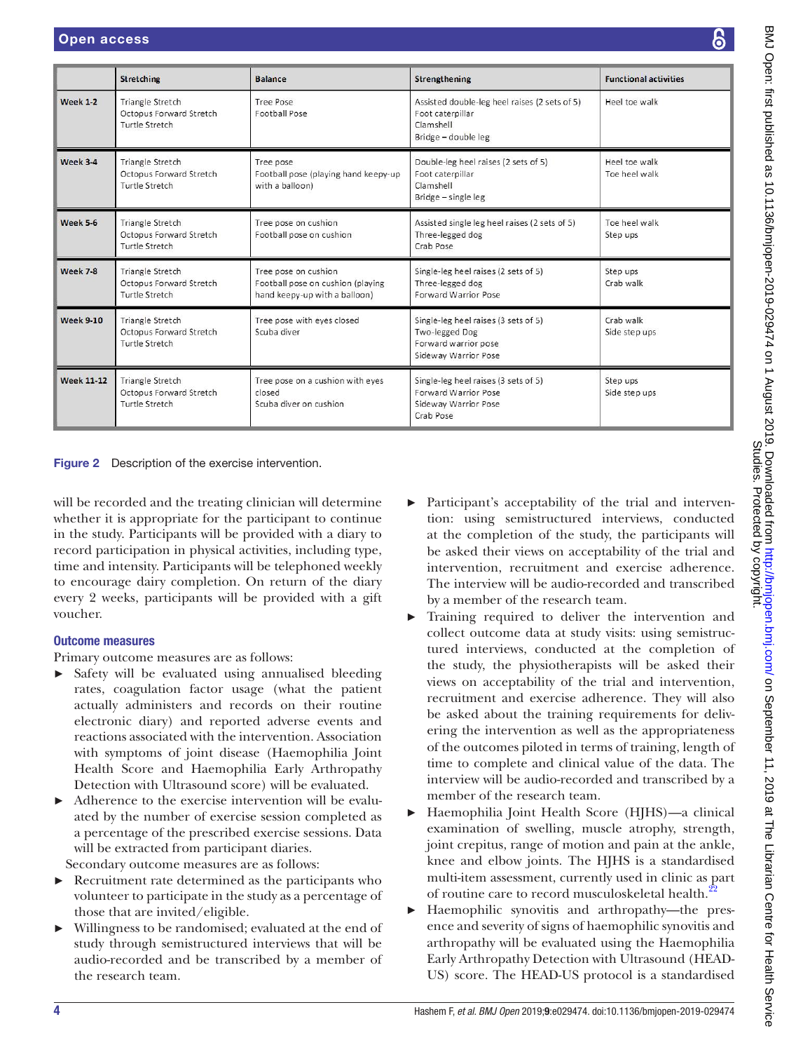| | Stretching | Balance | Strengthening | Functional activities |
|---|---|---|---|---|
| Week 1-2 | Triangle Stretch<br>Octopus Forward Stretch<br>Turtle Stretch | Tree Pose<br>Football Pose | Assisted double-leg heel raises (2 sets of 5)<br>Foot caterpillar<br>Clamshell<br>Bridge – double leg | Heel toe walk |
| Week 3-4 | Triangle Stretch<br>Octopus Forward Stretch<br>Turtle Stretch | Tree pose<br>Football pose (playing hand keepy-up with a balloon) | Double-leg heel raises (2 sets of 5)<br>Foot caterpillar<br>Clamshell<br>Bridge – single leg | Heel toe walk<br>Toe heel walk |
| Week 5-6 | Triangle Stretch<br>Octopus Forward Stretch<br>Turtle Stretch | Tree pose on cushion<br>Football pose on cushion | Assisted single leg heel raises (2 sets of 5)<br>Three-legged dog<br>Crab Pose | Toe heel walk<br>Step ups |
| Week 7-8 | Triangle Stretch<br>Octopus Forward Stretch<br>Turtle Stretch | Tree pose on cushion<br>Football pose on cushion (playing hand keepy-up with a balloon) | Single-leg heel raises (2 sets of 5)<br>Three-legged dog<br>Forward Warrior Pose | Step ups<br>Crab walk |
| Week 9-10 | Triangle Stretch<br>Octopus Forward Stretch<br>Turtle Stretch | Tree pose with eyes closed<br>Scuba diver | Single-leg heel raises (3 sets of 5)<br>Two-legged Dog<br>Forward warrior pose<br>Sideway Warrior Pose | Crab walk<br>Side step ups |
| Week 11-12 | Triangle Stretch<br>Octopus Forward Stretch<br>Turtle Stretch | Tree pose on a cushion with eyes closed<br>Scuba diver on cushion | Single-leg heel raises (3 sets of 5)<br>Forward Warrior Pose<br>Sideway Warrior Pose<br>Crab Pose | Step ups<br>Side step ups |

**Figure 2** Description of the exercise intervention.

will be recorded and the treating clinician will determine whether it is appropriate for the participant to continue in the study. Participants will be provided with a diary to record participation in physical activities, including type, time and intensity. Participants will be telephoned weekly to encourage dairy completion. On return of the diary every 2 weeks, participants will be provided with a gift voucher.

## Outcome measures

Primary outcome measures are as follows:

- Safety will be evaluated using annualised bleeding rates, coagulation factor usage (what the patient actually administers and records on their routine electronic diary) and reported adverse events and reactions associated with the intervention. Association with symptoms of joint disease (Haemophilia Joint Health Score and Haemophilia Early Arthropathy Detection with Ultrasound score) will be evaluated.
- Adherence to the exercise intervention will be evaluated by the number of exercise session completed as a percentage of the prescribed exercise sessions. Data will be extracted from participant diaries.

Secondary outcome measures are as follows:

- Recruitment rate determined as the participants who volunteer to participate in the study as a percentage of those that are invited/eligible.
- Willingness to be randomised; evaluated at the end of study through semistructured interviews that will be audio-recorded and be transcribed by a member of the research team.
- Participant's acceptability of the trial and intervention: using semistructured interviews, conducted at the completion of the study, the participants will be asked their views on acceptability of the trial and intervention, recruitment and exercise adherence. The interview will be audio-recorded and transcribed by a member of the research team.
- Training required to deliver the intervention and collect outcome data at study visits: using semistructured interviews, conducted at the completion of the study, the physiotherapists will be asked their views on acceptability of the trial and intervention, recruitment and exercise adherence. They will also be asked about the training requirements for delivering the intervention as well as the appropriateness of the outcomes piloted in terms of training, length of time to complete and clinical value of the data. The interview will be audio-recorded and transcribed by a member of the research team.
- Haemophilia Joint Health Score (HJHS)—a clinical examination of swelling, muscle atrophy, strength, joint crepitus, range of motion and pain at the ankle, knee and elbow joints. The HJHS is a standardised multi-item assessment, currently used in clinic as part of routine care to record musculoskeletal health.[22]
- Haemophilic synovitis and arthropathy—the presence and severity of signs of haemophilic synovitis and arthropathy will be evaluated using the Haemophilia Early Arthropathy Detection with Ultrasound (HEAD-US) score. The HEAD-US protocol is a standardised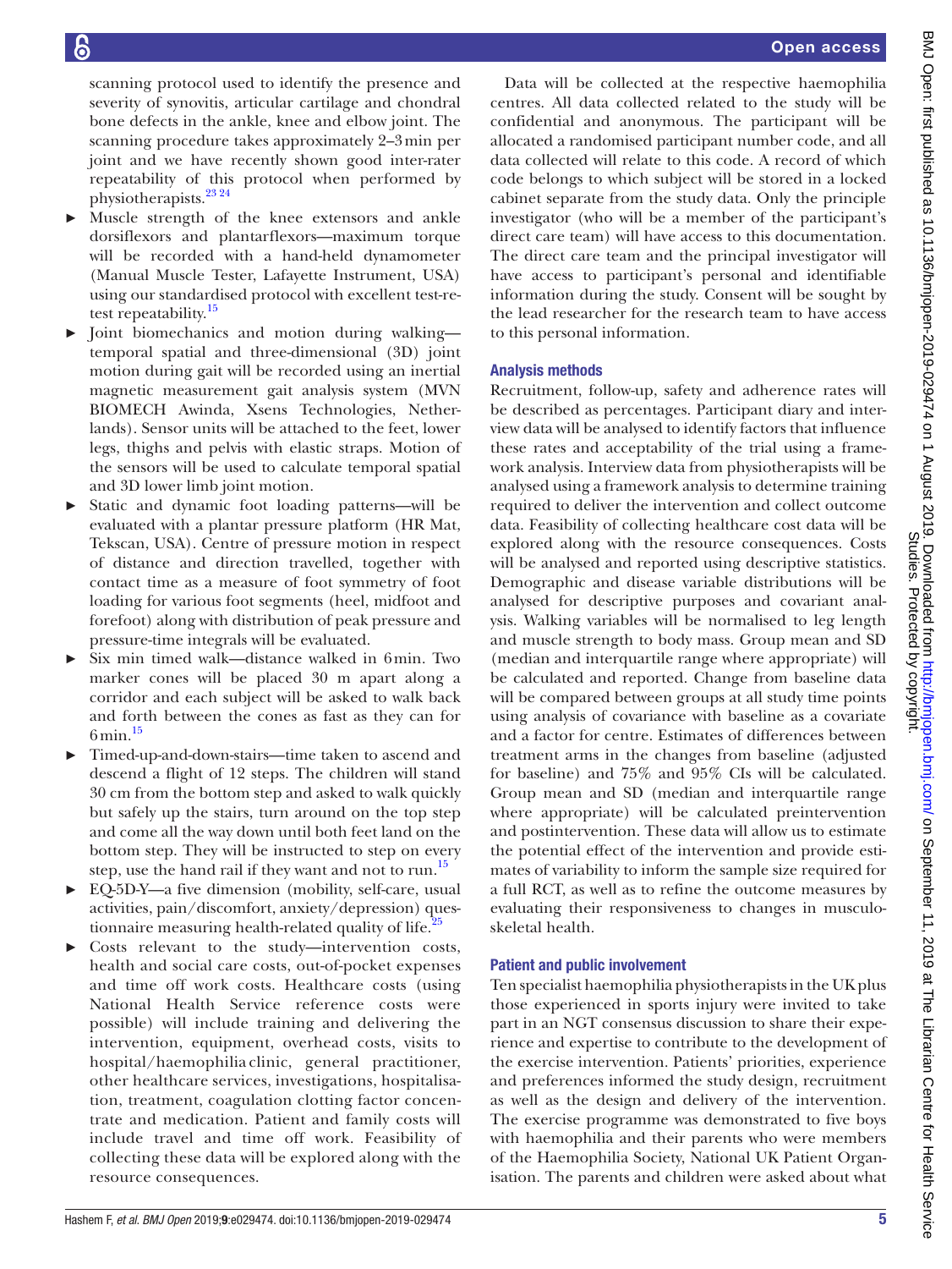scanning protocol used to identify the presence and severity of synovitis, articular cartilage and chondral bone defects in the ankle, knee and elbow joint. The scanning procedure takes approximately 2–3 min per joint and we have recently shown good inter-rater repeatability of this protocol when performed by physiotherapists.[23 24]

- Muscle strength of the knee extensors and ankle dorsiflexors and plantarflexors—maximum torque will be recorded with a hand-held dynamometer (Manual Muscle Tester, Lafayette Instrument, USA) using our standardised protocol with excellent test-retest repeatability.[15]
- Joint biomechanics and motion during walking—temporal spatial and three-dimensional (3D) joint motion during gait will be recorded using an inertial magnetic measurement gait analysis system (MVN BIOMECH Awinda, Xsens Technologies, Netherlands). Sensor units will be attached to the feet, lower legs, thighs and pelvis with elastic straps. Motion of the sensors will be used to calculate temporal spatial and 3D lower limb joint motion.
- Static and dynamic foot loading patterns—will be evaluated with a plantar pressure platform (HR Mat, Tekscan, USA). Centre of pressure motion in respect of distance and direction travelled, together with contact time as a measure of foot symmetry of foot loading for various foot segments (heel, midfoot and forefoot) along with distribution of peak pressure and pressure-time integrals will be evaluated.
- Six min timed walk—distance walked in 6 min. Two marker cones will be placed 30 m apart along a corridor and each subject will be asked to walk back and forth between the cones as fast as they can for 6 min.[15]
- Timed-up-and-down-stairs—time taken to ascend and descend a flight of 12 steps. The children will stand 30 cm from the bottom step and asked to walk quickly but safely up the stairs, turn around on the top step and come all the way down until both feet land on the bottom step. They will be instructed to step on every step, use the hand rail if they want and not to run.[15]
- EQ-5D-Y—a five dimension (mobility, self-care, usual activities, pain/discomfort, anxiety/depression) questionnaire measuring health-related quality of life.[25]
- Costs relevant to the study—intervention costs, health and social care costs, out-of-pocket expenses and time off work costs. Healthcare costs (using National Health Service reference costs were possible) will include training and delivering the intervention, equipment, overhead costs, visits to hospital/haemophilia clinic, general practitioner, other healthcare services, investigations, hospitalisation, treatment, coagulation clotting factor concentrate and medication. Patient and family costs will include travel and time off work. Feasibility of collecting these data will be explored along with the resource consequences.

Data will be collected at the respective haemophilia centres. All data collected related to the study will be confidential and anonymous. The participant will be allocated a randomised participant number code, and all data collected will relate to this code. A record of which code belongs to which subject will be stored in a locked cabinet separate from the study data. Only the principle investigator (who will be a member of the participant's direct care team) will have access to this documentation. The direct care team and the principal investigator will have access to participant's personal and identifiable information during the study. Consent will be sought by the lead researcher for the research team to have access to this personal information.

## Analysis methods

Recruitment, follow-up, safety and adherence rates will be described as percentages. Participant diary and interview data will be analysed to identify factors that influence these rates and acceptability of the trial using a framework analysis. Interview data from physiotherapists will be analysed using a framework analysis to determine training required to deliver the intervention and collect outcome data. Feasibility of collecting healthcare cost data will be explored along with the resource consequences. Costs will be analysed and reported using descriptive statistics. Demographic and disease variable distributions will be analysed for descriptive purposes and covariant analysis. Walking variables will be normalised to leg length and muscle strength to body mass. Group mean and SD (median and interquartile range where appropriate) will be calculated and reported. Change from baseline data will be compared between groups at all study time points using analysis of covariance with baseline as a covariate and a factor for centre. Estimates of differences between treatment arms in the changes from baseline (adjusted for baseline) and 75% and 95% CIs will be calculated. Group mean and SD (median and interquartile range where appropriate) will be calculated preintervention and postintervention. These data will allow us to estimate the potential effect of the intervention and provide estimates of variability to inform the sample size required for a full RCT, as well as to refine the outcome measures by evaluating their responsiveness to changes in musculoskeletal health.

## Patient and public involvement

Ten specialist haemophilia physiotherapists in the UK plus those experienced in sports injury were invited to take part in an NGT consensus discussion to share their experience and expertise to contribute to the development of the exercise intervention. Patients' priorities, experience and preferences informed the study design, recruitment as well as the design and delivery of the intervention. The exercise programme was demonstrated to five boys with haemophilia and their parents who were members of the Haemophilia Society, National UK Patient Organisation. The parents and children were asked about what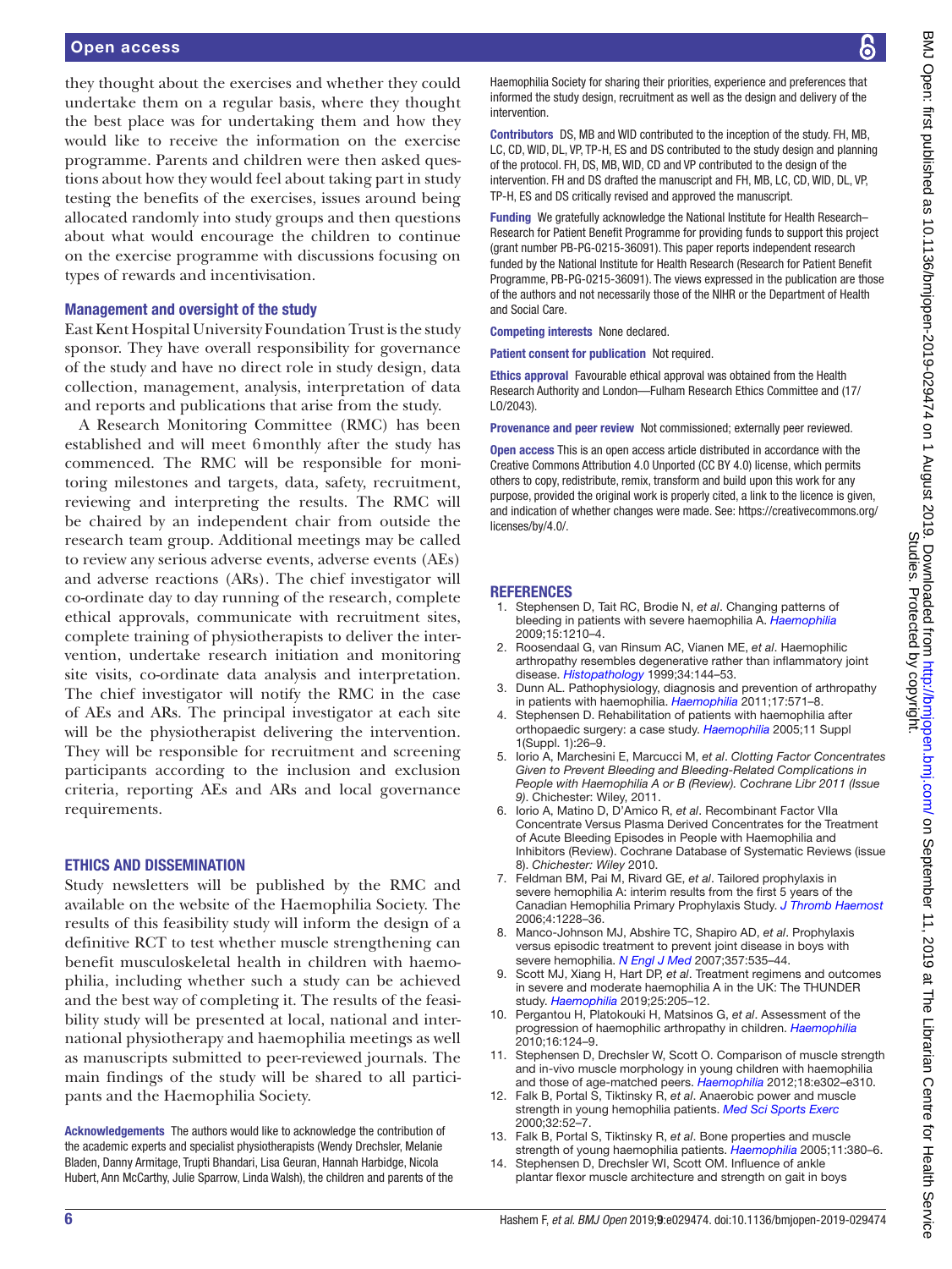they thought about the exercises and whether they could undertake them on a regular basis, where they thought the best place was for undertaking them and how they would like to receive the information on the exercise programme. Parents and children were then asked questions about how they would feel about taking part in study testing the benefits of the exercises, issues around being allocated randomly into study groups and then questions about what would encourage the children to continue on the exercise programme with discussions focusing on types of rewards and incentivisation.

### Management and oversight of the study

East Kent Hospital University Foundation Trust is the study sponsor. They have overall responsibility for governance of the study and have no direct role in study design, data collection, management, analysis, interpretation of data and reports and publications that arise from the study.

A Research Monitoring Committee (RMC) has been established and will meet 6 monthly after the study has commenced. The RMC will be responsible for monitoring milestones and targets, data, safety, recruitment, reviewing and interpreting the results. The RMC will be chaired by an independent chair from outside the research team group. Additional meetings may be called to review any serious adverse events, adverse events (AEs) and adverse reactions (ARs). The chief investigator will co-ordinate day to day running of the research, complete ethical approvals, communicate with recruitment sites, complete training of physiotherapists to deliver the intervention, undertake research initiation and monitoring site visits, co-ordinate data analysis and interpretation. The chief investigator will notify the RMC in the case of AEs and ARs. The principal investigator at each site will be the physiotherapist delivering the intervention. They will be responsible for recruitment and screening participants according to the inclusion and exclusion criteria, reporting AEs and ARs and local governance requirements.

## ETHICS AND DISSEMINATION

Study newsletters will be published by the RMC and available on the website of the Haemophilia Society. The results of this feasibility study will inform the design of a definitive RCT to test whether muscle strengthening can benefit musculoskeletal health in children with haemophilia, including whether such a study can be achieved and the best way of completing it. The results of the feasibility study will be presented at local, national and international physiotherapy and haemophilia meetings as well as manuscripts submitted to peer-reviewed journals. The main findings of the study will be shared to all participants and the Haemophilia Society.

**Acknowledgements** The authors would like to acknowledge the contribution of the academic experts and specialist physiotherapists (Wendy Drechsler, Melanie Bladen, Danny Armitage, Trupti Bhandari, Lisa Geuran, Hannah Harbidge, Nicola Hubert, Ann McCarthy, Julie Sparrow, Linda Walsh), the children and parents of the Haemophilia Society for sharing their priorities, experience and preferences that informed the study design, recruitment as well as the design and delivery of the intervention.

**Contributors** DS, MB and WID contributed to the inception of the study. FH, MB, LC, CD, WID, DL, VP, TP-H, ES and DS contributed to the study design and planning of the protocol. FH, DS, MB, WID, CD and VP contributed to the design of the intervention. FH and DS drafted the manuscript and FH, MB, LC, CD, WID, DL, VP, TP-H, ES and DS critically revised and approved the manuscript.

**Funding** We gratefully acknowledge the National Institute for Health Research–Research for Patient Benefit Programme for providing funds to support this project (grant number PB-PG-0215-36091). This paper reports independent research funded by the National Institute for Health Research (Research for Patient Benefit Programme, PB-PG-0215-36091). The views expressed in the publication are those of the authors and not necessarily those of the NIHR or the Department of Health and Social Care.

**Competing interests** None declared.

**Patient consent for publication** Not required.

**Ethics approval** Favourable ethical approval was obtained from the Health Research Authority and London—Fulham Research Ethics Committee and (17/LO/2043).

**Provenance and peer review** Not commissioned; externally peer reviewed.

**Open access** This is an open access article distributed in accordance with the Creative Commons Attribution 4.0 Unported (CC BY 4.0) license, which permits others to copy, redistribute, remix, transform and build upon this work for any purpose, provided the original work is properly cited, a link to the licence is given, and indication of whether changes were made. See: https://creativecommons.org/licenses/by/4.0/.

## REFERENCES

1. Stephensen D, Tait RC, Brodie N, *et al*. Changing patterns of bleeding in patients with severe haemophilia A. *Haemophilia* 2009;15:1210–4.
2. Roosendaal G, van Rinsum AC, Vianen ME, *et al*. Haemophilic arthropathy resembles degenerative rather than inflammatory joint disease. *Histopathology* 1999;34:144–53.
3. Dunn AL. Pathophysiology, diagnosis and prevention of arthropathy in patients with haemophilia. *Haemophilia* 2011;17:571–8.
4. Stephensen D. Rehabilitation of patients with haemophilia after orthopaedic surgery: a case study. *Haemophilia* 2005;11 Suppl 1(Suppl. 1):26–9.
5. Iorio A, Marchesini E, Marcucci M, *et al*. *Clotting Factor Concentrates Given to Prevent Bleeding and Bleeding-Related Complications in People with Haemophilia A or B (Review). Cochrane Libr 2011 (Issue 9)*. Chichester: Wiley, 2011.
6. Iorio A, Matino D, D'Amico R, *et al*. Recombinant Factor VIIa Concentrate Versus Plasma Derived Concentrates for the Treatment of Acute Bleeding Episodes in People with Haemophilia and Inhibitors (Review). Cochrane Database of Systematic Reviews (issue 8). *Chichester: Wiley* 2010.
7. Feldman BM, Pai M, Rivard GE, *et al*. Tailored prophylaxis in severe hemophilia A: interim results from the first 5 years of the Canadian Hemophilia Primary Prophylaxis Study. *J Thromb Haemost* 2006;4:1228–36.
8. Manco-Johnson MJ, Abshire TC, Shapiro AD, *et al*. Prophylaxis versus episodic treatment to prevent joint disease in boys with severe hemophilia. *N Engl J Med* 2007;357:535–44.
9. Scott MJ, Xiang H, Hart DP, *et al*. Treatment regimens and outcomes in severe and moderate haemophilia A in the UK: The THUNDER study. *Haemophilia* 2019;25:205–12.
10. Pergantou H, Platokouki H, Matsinos G, *et al*. Assessment of the progression of haemophilic arthropathy in children. *Haemophilia* 2010;16:124–9.
11. Stephensen D, Drechsler W, Scott O. Comparison of muscle strength and in-vivo muscle morphology in young children with haemophilia and those of age-matched peers. *Haemophilia* 2012;18:e302–e310.
12. Falk B, Portal S, Tiktinsky R, *et al*. Anaerobic power and muscle strength in young hemophilia patients. *Med Sci Sports Exerc* 2000;32:52–7.
13. Falk B, Portal S, Tiktinsky R, *et al*. Bone properties and muscle strength of young haemophilia patients. *Haemophilia* 2005;11:380–6.
14. Stephensen D, Drechsler WI, Scott OM. Influence of ankle plantar flexor muscle architecture and strength on gait in boys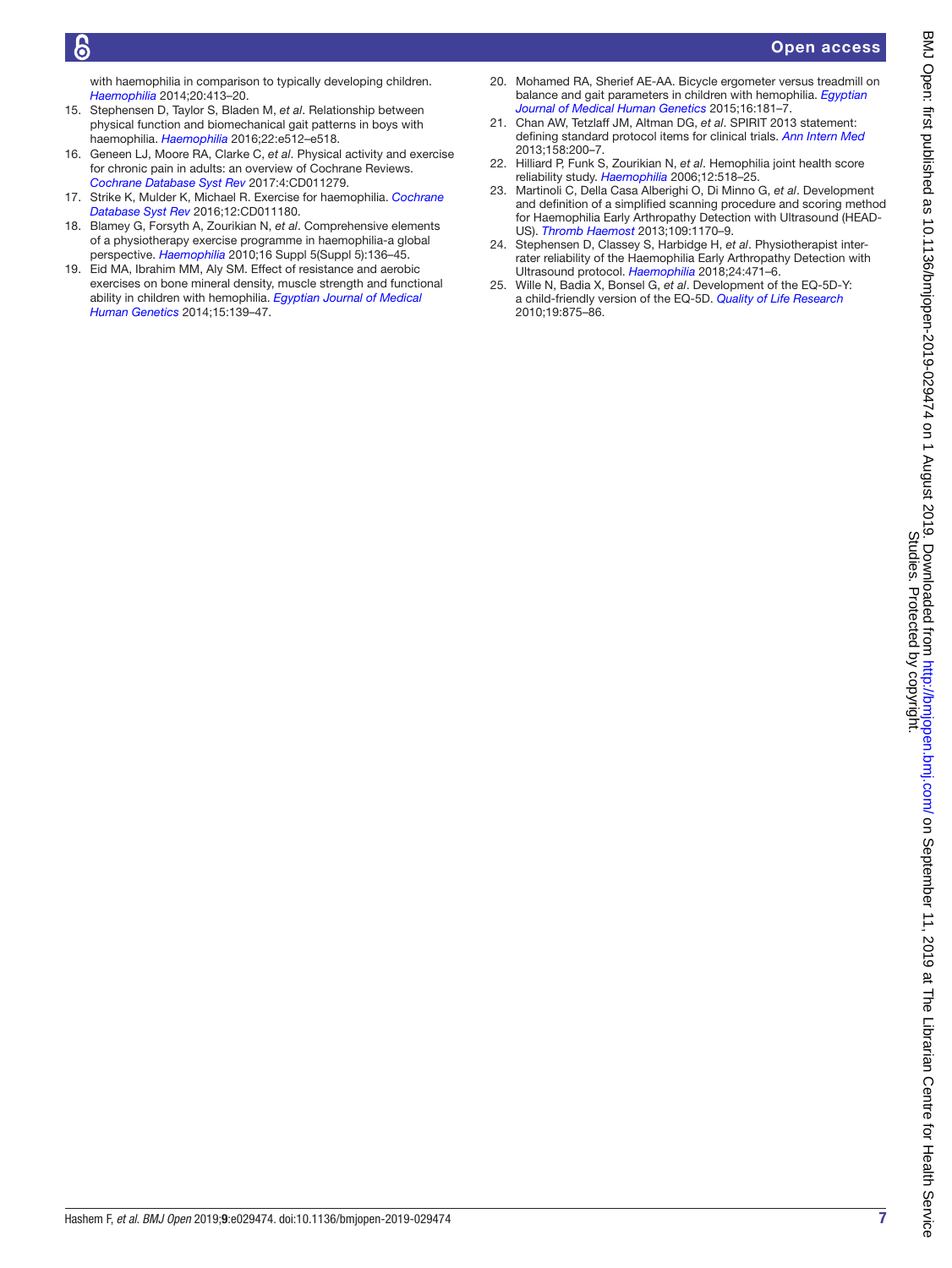with haemophilia in comparison to typically developing children. *Haemophilia* 2014;20:413–20.

15. Stephensen D, Taylor S, Bladen M, *et al*. Relationship between physical function and biomechanical gait patterns in boys with haemophilia. *Haemophilia* 2016;22:e512–e518.
16. Geneen LJ, Moore RA, Clarke C, *et al*. Physical activity and exercise for chronic pain in adults: an overview of Cochrane Reviews. *Cochrane Database Syst Rev* 2017:4:CD011279.
17. Strike K, Mulder K, Michael R. Exercise for haemophilia. *Cochrane Database Syst Rev* 2016;12:CD011180.
18. Blamey G, Forsyth A, Zourikian N, *et al*. Comprehensive elements of a physiotherapy exercise programme in haemophilia-a global perspective. *Haemophilia* 2010;16 Suppl 5(Suppl 5):136–45.
19. Eid MA, Ibrahim MM, Aly SM. Effect of resistance and aerobic exercises on bone mineral density, muscle strength and functional ability in children with hemophilia. *Egyptian Journal of Medical Human Genetics* 2014;15:139–47.
20. Mohamed RA, Sherief AE-AA. Bicycle ergometer versus treadmill on balance and gait parameters in children with hemophilia. *Egyptian Journal of Medical Human Genetics* 2015;16:181–7.
21. Chan AW, Tetzlaff JM, Altman DG, *et al*. SPIRIT 2013 statement: defining standard protocol items for clinical trials. *Ann Intern Med* 2013;158:200–7.
22. Hilliard P, Funk S, Zourikian N, *et al*. Hemophilia joint health score reliability study. *Haemophilia* 2006;12:518–25.
23. Martinoli C, Della Casa Alberighi O, Di Minno G, *et al*. Development and definition of a simplified scanning procedure and scoring method for Haemophilia Early Arthropathy Detection with Ultrasound (HEAD-US). *Thromb Haemost* 2013;109:1170–9.
24. Stephensen D, Classey S, Harbidge H, *et al*. Physiotherapist inter-rater reliability of the Haemophilia Early Arthropathy Detection with Ultrasound protocol. *Haemophilia* 2018;24:471–6.
25. Wille N, Badia X, Bonsel G, *et al*. Development of the EQ-5D-Y: a child-friendly version of the EQ-5D. *Quality of Life Research* 2010;19:875–86.